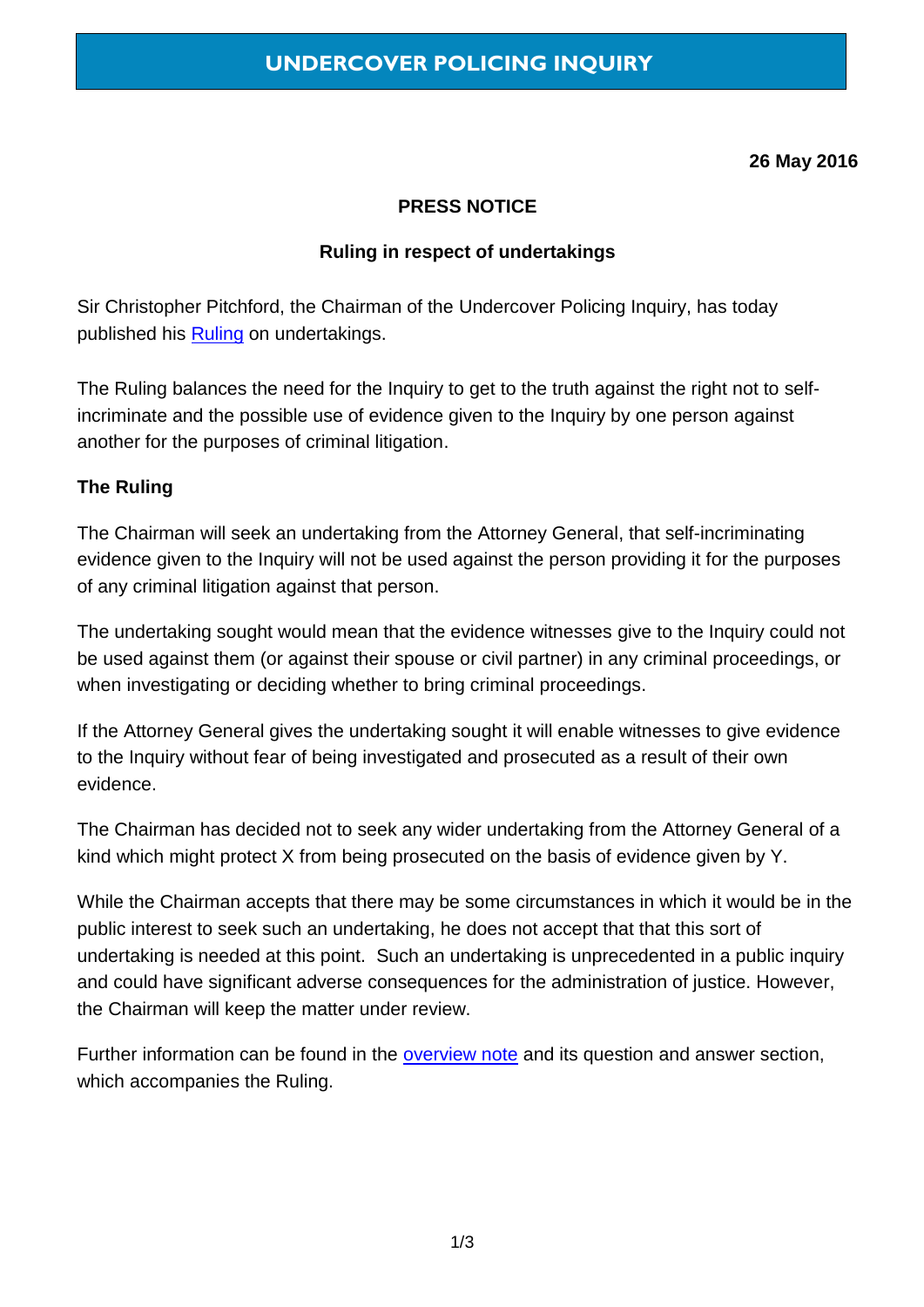# UNDERCOVER POLICING INQUIRY

**26 May 2016**

**PRESS NOTICE**

**Ruling in respect of undertakings**

Sir Christopher Pitchford, the Chairman of the Undercover Policing Inquiry, has today published his Ruling on undertakings.

The Ruling balances the need for the Inquiry to get to the truth against the right not to self-incriminate and the possible use of evidence given to the Inquiry by one person against another for the purposes of criminal litigation.

## The Ruling

The Chairman will seek an undertaking from the Attorney General, that self-incriminating evidence given to the Inquiry will not be used against the person providing it for the purposes of any criminal litigation against that person.

The undertaking sought would mean that the evidence witnesses give to the Inquiry could not be used against them (or against their spouse or civil partner) in any criminal proceedings, or when investigating or deciding whether to bring criminal proceedings.

If the Attorney General gives the undertaking sought it will enable witnesses to give evidence to the Inquiry without fear of being investigated and prosecuted as a result of their own evidence.

The Chairman has decided not to seek any wider undertaking from the Attorney General of a kind which might protect X from being prosecuted on the basis of evidence given by Y.

While the Chairman accepts that there may be some circumstances in which it would be in the public interest to seek such an undertaking, he does not accept that that this sort of undertaking is needed at this point. Such an undertaking is unprecedented in a public inquiry and could have significant adverse consequences for the administration of justice. However, the Chairman will keep the matter under review.

Further information can be found in the overview note and its question and answer section, which accompanies the Ruling.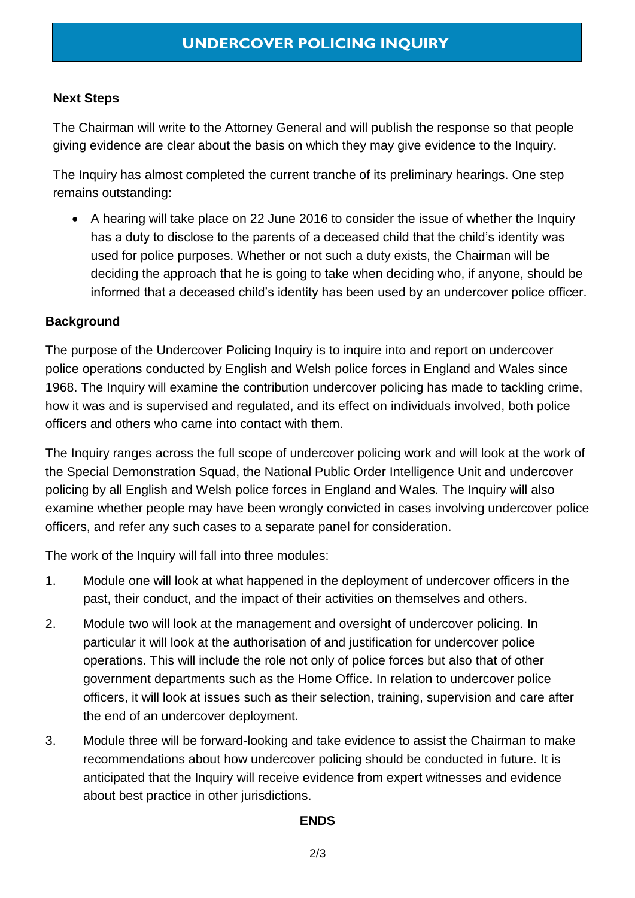**Next Steps**

The Chairman will write to the Attorney General and will publish the response so that people giving evidence are clear about the basis on which they may give evidence to the Inquiry.

The Inquiry has almost completed the current tranche of its preliminary hearings. One step remains outstanding:

- A hearing will take place on 22 June 2016 to consider the issue of whether the Inquiry has a duty to disclose to the parents of a deceased child that the child's identity was used for police purposes. Whether or not such a duty exists, the Chairman will be deciding the approach that he is going to take when deciding who, if anyone, should be informed that a deceased child's identity has been used by an undercover police officer.

**Background**

The purpose of the Undercover Policing Inquiry is to inquire into and report on undercover police operations conducted by English and Welsh police forces in England and Wales since 1968. The Inquiry will examine the contribution undercover policing has made to tackling crime, how it was and is supervised and regulated, and its effect on individuals involved, both police officers and others who came into contact with them.

The Inquiry ranges across the full scope of undercover policing work and will look at the work of the Special Demonstration Squad, the National Public Order Intelligence Unit and undercover policing by all English and Welsh police forces in England and Wales. The Inquiry will also examine whether people may have been wrongly convicted in cases involving undercover police officers, and refer any such cases to a separate panel for consideration.

The work of the Inquiry will fall into three modules:

1. Module one will look at what happened in the deployment of undercover officers in the past, their conduct, and the impact of their activities on themselves and others.
2. Module two will look at the management and oversight of undercover policing. In particular it will look at the authorisation of and justification for undercover police operations. This will include the role not only of police forces but also that of other government departments such as the Home Office. In relation to undercover police officers, it will look at issues such as their selection, training, supervision and care after the end of an undercover deployment.
3. Module three will be forward-looking and take evidence to assist the Chairman to make recommendations about how undercover policing should be conducted in future. It is anticipated that the Inquiry will receive evidence from expert witnesses and evidence about best practice in other jurisdictions.

**ENDS**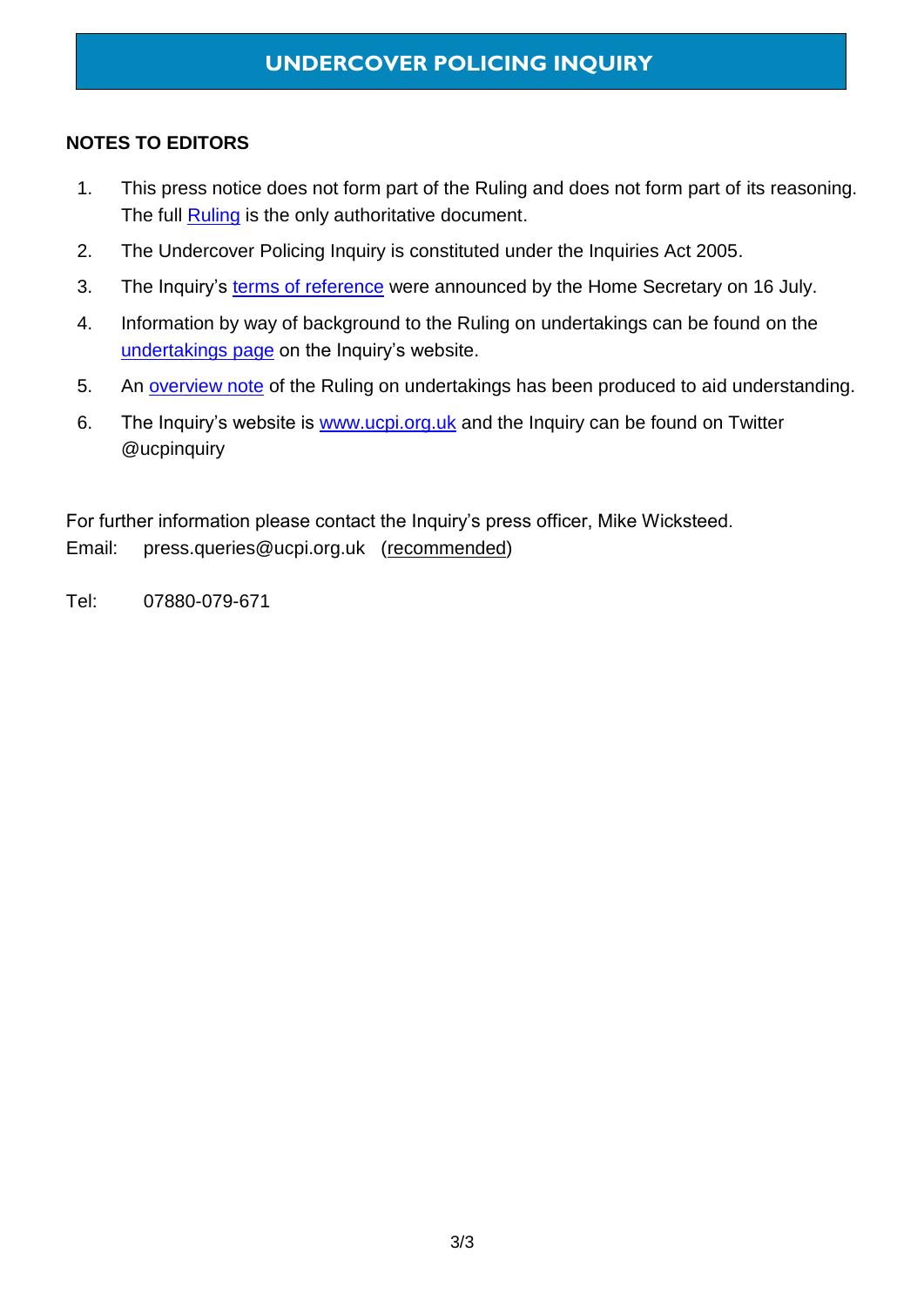# UNDERCOVER POLICING INQUIRY

**NOTES TO EDITORS**

1. This press notice does not form part of the Ruling and does not form part of its reasoning. The full Ruling is the only authoritative document.
2. The Undercover Policing Inquiry is constituted under the Inquiries Act 2005.
3. The Inquiry's terms of reference were announced by the Home Secretary on 16 July.
4. Information by way of background to the Ruling on undertakings can be found on the undertakings page on the Inquiry's website.
5. An overview note of the Ruling on undertakings has been produced to aid understanding.
6. The Inquiry's website is www.ucpi.org.uk and the Inquiry can be found on Twitter @ucpinquiry

For further information please contact the Inquiry's press officer, Mike Wicksteed.
Email: press.queries@ucpi.org.uk (recommended)

Tel: 07880-079-671